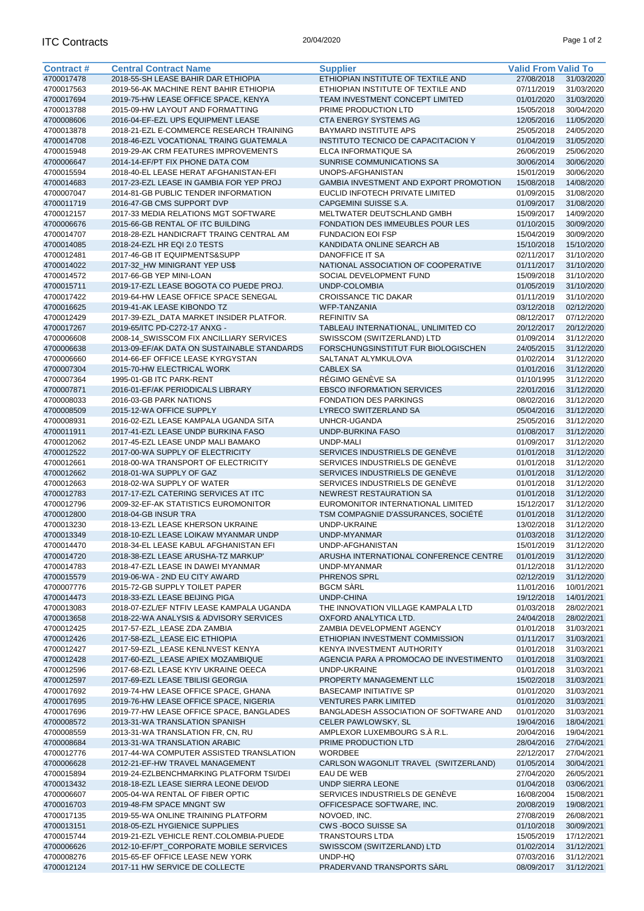# ITC Contracts

20/04/2020

| Contract # | Central Contract Name | Supplier | Valid From | Valid To |
|---|---|---|---|---|
| 4700017478 | 2018-55-SH LEASE BAHIR DAR ETHIOPIA | ETHIOPIAN INSTITUTE OF TEXTILE AND | 27/08/2018 | 31/03/2020 |
| 4700017563 | 2019-56-AK MACHINE RENT BAHIR ETHIOPIA | ETHIOPIAN INSTITUTE OF TEXTILE AND | 07/11/2019 | 31/03/2020 |
| 4700017694 | 2019-75-HW LEASE OFFICE SPACE, KENYA | TEAM INVESTMENT CONCEPT LIMITED | 01/01/2020 | 31/03/2020 |
| 4700013788 | 2015-09-HW LAYOUT AND FORMATTING | PRIME PRODUCTION LTD | 15/05/2018 | 30/04/2020 |
| 4700008606 | 2016-04-EF-EZL UPS EQUIPMENT LEASE | CTA ENERGY SYSTEMS AG | 12/05/2016 | 11/05/2020 |
| 4700013878 | 2018-21-EZL E-COMMERCE RESEARCH TRAINING | BAYMARD INSTITUTE APS | 25/05/2018 | 24/05/2020 |
| 4700014708 | 2018-46-EZL VOCATIONAL TRAING GUATEMALA | INSTITUTO TECNICO DE CAPACITACION Y | 01/04/2019 | 31/05/2020 |
| 4700015948 | 2019-29-AK CRM FEATURES IMPROVEMENTS | ELCA INFORMATIQUE SA | 26/06/2019 | 25/06/2020 |
| 4700006647 | 2014-14-EF/PT FIX PHONE DATA COM | SUNRISE COMMUNICATIONS SA | 30/06/2014 | 30/06/2020 |
| 4700015594 | 2018-40-EL LEASE HERAT AFGHANISTAN-EFI | UNOPS-AFGHANISTAN | 15/01/2019 | 30/06/2020 |
| 4700014683 | 2017-23-EZL LEASE IN GAMBIA FOR YEP PROJ | GAMBIA INVESTMENT AND EXPORT PROMOTION | 15/08/2018 | 14/08/2020 |
| 4700007047 | 2014-81-GB PUBLIC TENDER INFORMATION | EUCLID INFOTECH PRIVATE LIMITED | 01/09/2015 | 31/08/2020 |
| 4700011719 | 2016-47-GB CMS SUPPORT DVP | CAPGEMINI SUISSE S.A. | 01/09/2017 | 31/08/2020 |
| 4700012157 | 2017-33 MEDIA RELATIONS MGT SOFTWARE | MELTWATER DEUTSCHLAND GMBH | 15/09/2017 | 14/09/2020 |
| 4700006676 | 2015-66-GB RENTAL OF ITC BUILDING | FONDATION DES IMMEUBLES POUR LES | 01/10/2015 | 30/09/2020 |
| 4700014707 | 2018-28-EZL HANDICRAFT TRAING CENTRAL AM | FUNDACION EOI FSP | 15/04/2019 | 30/09/2020 |
| 4700014085 | 2018-24-EZL HR EQI 2.0 TESTS | KANDIDATA ONLINE SEARCH AB | 15/10/2018 | 15/10/2020 |
| 4700012481 | 2017-46-GB IT EQUIPMENTS&SUPP | DANOFFICE IT SA | 02/11/2017 | 31/10/2020 |
| 4700014022 | 2017-32_HW MINIGRANT YEP US$ | NATIONAL ASSOCIATION OF COOPERATIVE | 01/11/2017 | 31/10/2020 |
| 4700014572 | 2017-66-GB YEP MINI-LOAN | SOCIAL DEVELOPMENT FUND | 15/09/2018 | 31/10/2020 |
| 4700015711 | 2019-17-EZL LEASE BOGOTA CO PUEDE PROJ. | UNDP-COLOMBIA | 01/05/2019 | 31/10/2020 |
| 4700017422 | 2019-64-HW LEASE OFFICE SPACE SENEGAL | CROISSANCE TIC DAKAR | 01/11/2019 | 31/10/2020 |
| 4700016625 | 2019-41-AK LEASE KIBONDO TZ | WFP-TANZANIA | 03/12/2018 | 02/12/2020 |
| 4700012429 | 2017-39-EZL_DATA MARKET INSIDER PLATFOR. | REFINITIV SA | 08/12/2017 | 07/12/2020 |
| 4700017267 | 2019-65/ITC PD-C272-17 ANXG - | TABLEAU INTERNATIONAL, UNLIMITED CO | 20/12/2017 | 20/12/2020 |
| 4700006608 | 2008-14_SWISSCOM FIX ANCILLIARY SERVICES | SWISSCOM (SWITZERLAND) LTD | 01/09/2014 | 31/12/2020 |
| 4700006638 | 2013-09-EF/AK DATA ON SUSTAINABLE STANDARDS | FORSCHUNGSINSTITUT FUR BIOLOGISCHEN | 24/05/2015 | 31/12/2020 |
| 4700006660 | 2014-66-EF OFFICE LEASE KYRGYSTAN | SALTANAT ALYMKULOVA | 01/02/2014 | 31/12/2020 |
| 4700007304 | 2015-70-HW ELECTRICAL WORK | CABLEX SA | 01/01/2016 | 31/12/2020 |
| 4700007364 | 1995-01-GB ITC PARK-RENT | RÉGIMO GENÈVE SA | 01/10/1995 | 31/12/2020 |
| 4700007871 | 2016-01-EF/AK PERIODICALS LIBRARY | EBSCO INFORMATION SERVICES | 22/01/2016 | 31/12/2020 |
| 4700008033 | 2016-03-GB PARK NATIONS | FONDATION DES PARKINGS | 08/02/2016 | 31/12/2020 |
| 4700008509 | 2015-12-WA OFFICE SUPPLY | LYRECO SWITZERLAND SA | 05/04/2016 | 31/12/2020 |
| 4700008931 | 2016-02-EZL LEASE KAMPALA UGANDA SITA | UNHCR-UGANDA | 25/05/2016 | 31/12/2020 |
| 4700011911 | 2017-41-EZL LEASE UNDP BURKINA FASO | UNDP-BURKINA FASO | 01/08/2017 | 31/12/2020 |
| 4700012062 | 2017-45-EZL LEASE UNDP MALI BAMAKO | UNDP-MALI | 01/09/2017 | 31/12/2020 |
| 4700012522 | 2017-00-WA SUPPLY OF ELECTRICITY | SERVICES INDUSTRIELS DE GENÈVE | 01/01/2018 | 31/12/2020 |
| 4700012661 | 2018-00-WA TRANSPORT OF ELECTRICITY | SERVICES INDUSTRIELS DE GENÈVE | 01/01/2018 | 31/12/2020 |
| 4700012662 | 2018-01-WA SUPPLY OF GAZ | SERVICES INDUSTRIELS DE GENÈVE | 01/01/2018 | 31/12/2020 |
| 4700012663 | 2018-02-WA SUPPLY OF WATER | SERVICES INDUSTRIELS DE GENÈVE | 01/01/2018 | 31/12/2020 |
| 4700012783 | 2017-17-EZL CATERING SERVICES AT ITC | NEWREST RESTAURATION SA | 01/01/2018 | 31/12/2020 |
| 4700012796 | 2009-32-EF-AK STATISTICS EUROMONITOR | EUROMONITOR INTERNATIONAL LIMITED | 15/12/2017 | 31/12/2020 |
| 4700012800 | 2018-04-GB INSUR TRA | TSM COMPAGNIE D'ASSURANCES, SOCIÉTÉ | 01/01/2018 | 31/12/2020 |
| 4700013230 | 2018-13-EZL LEASE KHERSON UKRAINE | UNDP-UKRAINE | 13/02/2018 | 31/12/2020 |
| 4700013349 | 2018-10-EZL LEASE LOIKAW MYANMAR UNDP | UNDP-MYANMAR | 01/03/2018 | 31/12/2020 |
| 4700014470 | 2018-34-EL LEASE KABUL AFGHANISTAN EFI | UNDP-AFGHANISTAN | 15/01/2019 | 31/12/2020 |
| 4700014720 | 2018-38-EZL LEASE ARUSHA-TZ MARKUP' | ARUSHA INTERNATIONAL CONFERENCE CENTRE | 01/01/2019 | 31/12/2020 |
| 4700014783 | 2018-47-EZL LEASE IN DAWEI MYANMAR | UNDP-MYANMAR | 01/12/2018 | 31/12/2020 |
| 4700015579 | 2019-06-WA - 2ND EU CITY AWARD | PHRENOS SPRL | 02/12/2019 | 31/12/2020 |
| 4700007776 | 2015-72-GB SUPPLY TOILET PAPER | BGCM SÀRL | 11/01/2016 | 10/01/2021 |
| 4700014473 | 2018-33-EZL LEASE BEIJING PIGA | UNDP-CHINA | 19/12/2018 | 14/01/2021 |
| 4700013083 | 2018-07-EZL/EF NTFIV LEASE KAMPALA UGANDA | THE INNOVATION VILLAGE KAMPALA LTD | 01/03/2018 | 28/02/2021 |
| 4700013658 | 2018-22-WA ANALYSIS & ADVISORY SERVICES | OXFORD ANALYTICA LTD. | 24/04/2018 | 28/02/2021 |
| 4700012425 | 2017-57-EZL_LEASE ZDA ZAMBIA | ZAMBIA DEVELOPMENT AGENCY | 01/01/2018 | 31/03/2021 |
| 4700012426 | 2017-58-EZL_LEASE EIC ETHIOPIA | ETHIOPIAN INVESTMENT COMMISSION | 01/11/2017 | 31/03/2021 |
| 4700012427 | 2017-59-EZL_LEASE KENLNVEST KENYA | KENYA INVESTMENT AUTHORITY | 01/01/2018 | 31/03/2021 |
| 4700012428 | 2017-60-EZL_LEASE APIEX MOZAMBIQUE | AGENCIA PARA A PROMOCAO DE INVESTIMENTO | 01/01/2018 | 31/03/2021 |
| 4700012596 | 2017-68-EZL LEASE KYIV UKRAINE OEECA | UNDP-UKRAINE | 01/01/2018 | 31/03/2021 |
| 4700012597 | 2017-69-EZL LEASE TBILISI GEORGIA | PROPERTY MANAGEMENT LLC | 15/02/2018 | 31/03/2021 |
| 4700017692 | 2019-74-HW LEASE OFFICE SPACE, GHANA | BASECAMP INITIATIVE SP | 01/01/2020 | 31/03/2021 |
| 4700017695 | 2019-76-HW LEASE OFFICE SPACE, NIGERIA | VENTURES PARK LIMITED | 01/01/2020 | 31/03/2021 |
| 4700017696 | 2019-77-HW LEASE OFFICE SPACE, BANGLADES | BANGLADESH ASSOCIATION OF SOFTWARE AND | 01/01/2020 | 31/03/2021 |
| 4700008572 | 2013-31-WA TRANSLATION SPANISH | CELER PAWLOWSKY, SL | 19/04/2016 | 18/04/2021 |
| 4700008559 | 2013-31-WA TRANSLATION FR, CN, RU | AMPLEXOR LUXEMBOURG S.À R.L. | 20/04/2016 | 19/04/2021 |
| 4700008684 | 2013-31-WA TRANSLATION ARABIC | PRIME PRODUCTION LTD | 28/04/2016 | 27/04/2021 |
| 4700012776 | 2017-44-WA COMPUTER ASSISTED TRANSLATION | WORDBEE | 22/12/2017 | 27/04/2021 |
| 4700006628 | 2012-21-EF-HW TRAVEL MANAGEMENT | CARLSON WAGONLIT TRAVEL (SWITZERLAND) | 01/05/2014 | 30/04/2021 |
| 4700015894 | 2019-24-EZLBENCHMARKING PLATFORM TSI/DEI | EAU DE WEB | 27/04/2020 | 26/05/2021 |
| 4700013432 | 2018-18-EZL LEASE SIERRA LEONE DEI/OD | UNDP SIERRA LEONE | 01/04/2018 | 03/06/2021 |
| 4700006607 | 2005-04-WA RENTAL OF FIBER OPTIC | SERVICES INDUSTRIELS DE GENÈVE | 16/08/2004 | 15/08/2021 |
| 4700016703 | 2019-48-FM SPACE MNGNT SW | OFFICESPACE SOFTWARE, INC. | 20/08/2019 | 19/08/2021 |
| 4700017135 | 2019-55-WA ONLINE TRAINING PLATFORM | NOVOED, INC. | 27/08/2019 | 26/08/2021 |
| 4700013151 | 2018-05-EZL HYGIENICE SUPPLIES | CWS -BOCO SUISSE SA | 01/10/2018 | 30/09/2021 |
| 4700015744 | 2019-21-EZL VEHICLE RENT.COLOMBIA-PUEDE | TRANSTOURS LTDA | 15/05/2019 | 17/12/2021 |
| 4700006626 | 2012-10-EF/PT_CORPORATE MOBILE SERVICES | SWISSCOM (SWITZERLAND) LTD | 01/02/2014 | 31/12/2021 |
| 4700008276 | 2015-65-EF OFFICE LEASE NEW YORK | UNDP-HQ | 07/03/2016 | 31/12/2021 |
| 4700012124 | 2017-11 HW SERVICE DE COLLECTE | PRADERVAND TRANSPORTS SÀRL | 08/09/2017 | 31/12/2021 |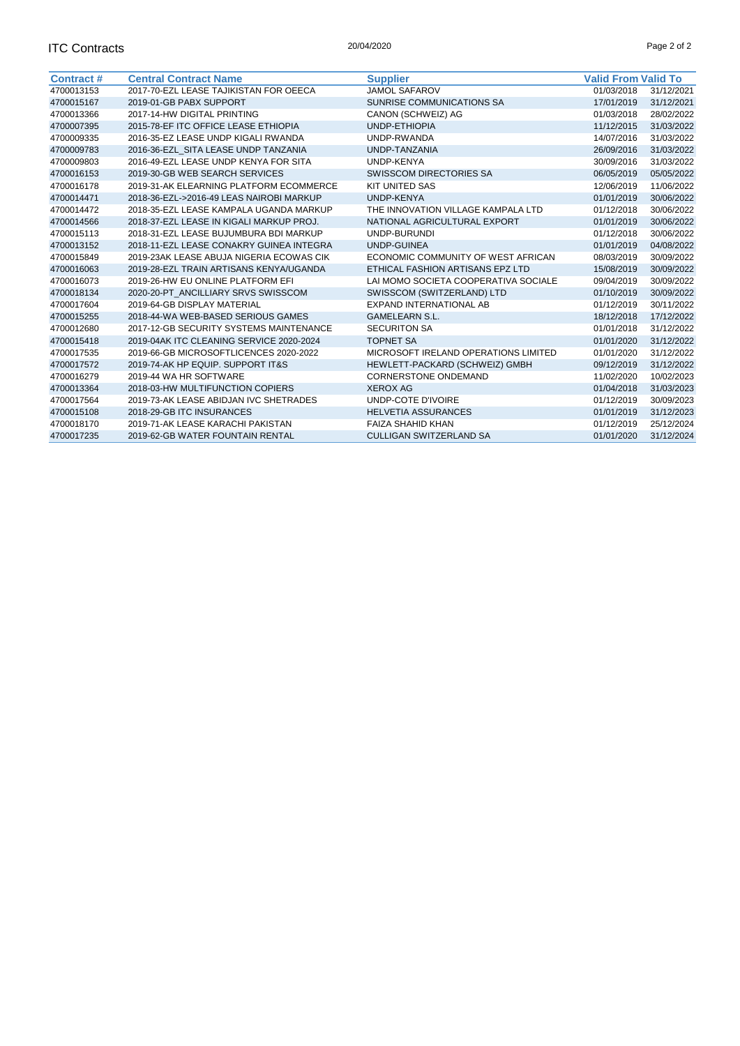| Contract # | Central Contract Name | Supplier | Valid From | Valid To |
|---|---|---|---|---|
| 4700013153 | 2017-70-EZL LEASE TAJIKISTAN FOR OEECA | JAMOL SAFAROV | 01/03/2018 | 31/12/2021 |
| 4700015167 | 2019-01-GB PABX SUPPORT | SUNRISE COMMUNICATIONS SA | 17/01/2019 | 31/12/2021 |
| 4700013366 | 2017-14-HW DIGITAL PRINTING | CANON (SCHWEIZ) AG | 01/03/2018 | 28/02/2022 |
| 4700007395 | 2015-78-EF ITC OFFICE LEASE ETHIOPIA | UNDP-ETHIOPIA | 11/12/2015 | 31/03/2022 |
| 4700009335 | 2016-35-EZ LEASE UNDP KIGALI RWANDA | UNDP-RWANDA | 14/07/2016 | 31/03/2022 |
| 4700009783 | 2016-36-EZL_SITA LEASE UNDP TANZANIA | UNDP-TANZANIA | 26/09/2016 | 31/03/2022 |
| 4700009803 | 2016-49-EZL LEASE UNDP KENYA FOR SITA | UNDP-KENYA | 30/09/2016 | 31/03/2022 |
| 4700016153 | 2019-30-GB WEB SEARCH SERVICES | SWISSCOM DIRECTORIES SA | 06/05/2019 | 05/05/2022 |
| 4700016178 | 2019-31-AK ELEARNING PLATFORM ECOMMERCE | KIT UNITED SAS | 12/06/2019 | 11/06/2022 |
| 4700014471 | 2018-36-EZL->2016-49 LEAS NAIROBI MARKUP | UNDP-KENYA | 01/01/2019 | 30/06/2022 |
| 4700014472 | 2018-35-EZL LEASE KAMPALA UGANDA MARKUP | THE INNOVATION VILLAGE KAMPALA LTD | 01/12/2018 | 30/06/2022 |
| 4700014566 | 2018-37-EZL LEASE IN KIGALI MARKUP PROJ. | NATIONAL AGRICULTURAL EXPORT | 01/01/2019 | 30/06/2022 |
| 4700015113 | 2018-31-EZL LEASE BUJUMBURA BDI MARKUP | UNDP-BURUNDI | 01/12/2018 | 30/06/2022 |
| 4700013152 | 2018-11-EZL LEASE CONAKRY GUINEA INTEGRA | UNDP-GUINEA | 01/01/2019 | 04/08/2022 |
| 4700015849 | 2019-23AK LEASE ABUJA NIGERIA ECOWAS CIK | ECONOMIC COMMUNITY OF WEST AFRICAN | 08/03/2019 | 30/09/2022 |
| 4700016063 | 2019-28-EZL TRAIN ARTISANS KENYA/UGANDA | ETHICAL FASHION ARTISANS EPZ LTD | 15/08/2019 | 30/09/2022 |
| 4700016073 | 2019-26-HW EU ONLINE PLATFORM EFI | LAI MOMO SOCIETA COOPERATIVA SOCIALE | 09/04/2019 | 30/09/2022 |
| 4700018134 | 2020-20-PT_ANCILLIARY SRVS SWISSCOM | SWISSCOM (SWITZERLAND) LTD | 01/10/2019 | 30/09/2022 |
| 4700017604 | 2019-64-GB DISPLAY MATERIAL | EXPAND INTERNATIONAL AB | 01/12/2019 | 30/11/2022 |
| 4700015255 | 2018-44-WA WEB-BASED SERIOUS GAMES | GAMELEARN S.L. | 18/12/2018 | 17/12/2022 |
| 4700012680 | 2017-12-GB SECURITY SYSTEMS MAINTENANCE | SECURITON SA | 01/01/2018 | 31/12/2022 |
| 4700015418 | 2019-04AK ITC CLEANING SERVICE 2020-2024 | TOPNET SA | 01/01/2020 | 31/12/2022 |
| 4700017535 | 2019-66-GB MICROSOFTLICENCES 2020-2022 | MICROSOFT IRELAND OPERATIONS LIMITED | 01/01/2020 | 31/12/2022 |
| 4700017572 | 2019-74-AK HP EQUIP. SUPPORT IT&S | HEWLETT-PACKARD (SCHWEIZ) GMBH | 09/12/2019 | 31/12/2022 |
| 4700016279 | 2019-44 WA HR SOFTWARE | CORNERSTONE ONDEMAND | 11/02/2020 | 10/02/2023 |
| 4700013364 | 2018-03-HW MULTIFUNCTION COPIERS | XEROX AG | 01/04/2018 | 31/03/2023 |
| 4700017564 | 2019-73-AK LEASE ABIDJAN IVC SHETRADES | UNDP-COTE D'IVOIRE | 01/12/2019 | 30/09/2023 |
| 4700015108 | 2018-29-GB ITC INSURANCES | HELVETIA ASSURANCES | 01/01/2019 | 31/12/2023 |
| 4700018170 | 2019-71-AK LEASE KARACHI PAKISTAN | FAIZA SHAHID KHAN | 01/12/2019 | 25/12/2024 |
| 4700017235 | 2019-62-GB WATER FOUNTAIN RENTAL | CULLIGAN SWITZERLAND SA | 01/01/2020 | 31/12/2024 |